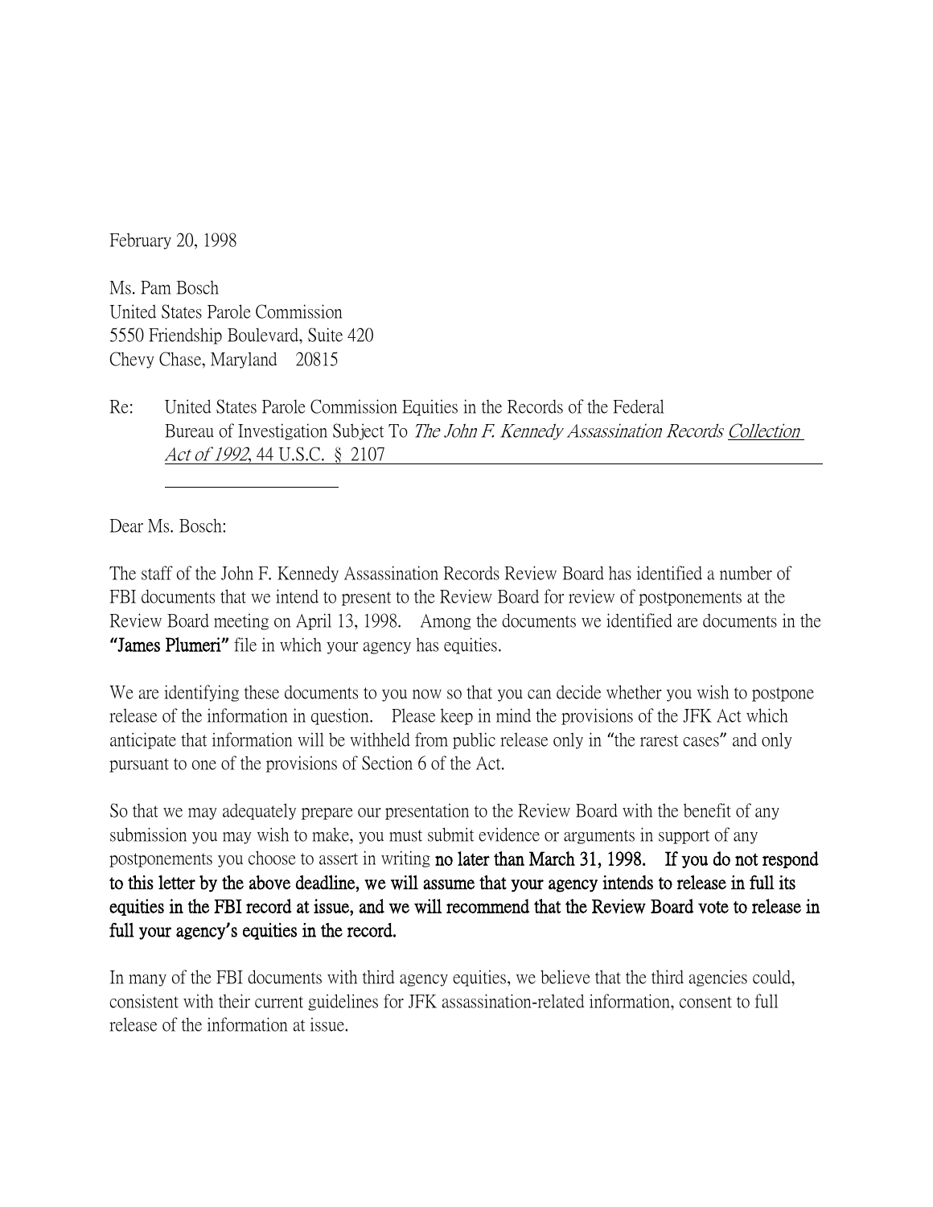February 20, 1998

Ms. Pam Bosch
United States Parole Commission
5550 Friendship Boulevard, Suite 420
Chevy Chase, Maryland 20815

Re: United States Parole Commission Equities in the Records of the Federal Bureau of Investigation Subject To *The John F. Kennedy Assassination Records* Collection Act of 1992, 44 U.S.C. § 2107

Dear Ms. Bosch:

The staff of the John F. Kennedy Assassination Records Review Board has identified a number of FBI documents that we intend to present to the Review Board for review of postponements at the Review Board meeting on April 13, 1998. Among the documents we identified are documents in the **"James Plumeri"** file in which your agency has equities.

We are identifying these documents to you now so that you can decide whether you wish to postpone release of the information in question. Please keep in mind the provisions of the JFK Act which anticipate that information will be withheld from public release only in "the rarest cases" and only pursuant to one of the provisions of Section 6 of the Act.

So that we may adequately prepare our presentation to the Review Board with the benefit of any submission you may wish to make, you must submit evidence or arguments in support of any postponements you choose to assert in writing **no later than March 31, 1998. If you do not respond to this letter by the above deadline, we will assume that your agency intends to release in full its equities in the FBI record at issue, and we will recommend that the Review Board vote to release in full your agency's equities in the record.**

In many of the FBI documents with third agency equities, we believe that the third agencies could, consistent with their current guidelines for JFK assassination-related information, consent to full release of the information at issue.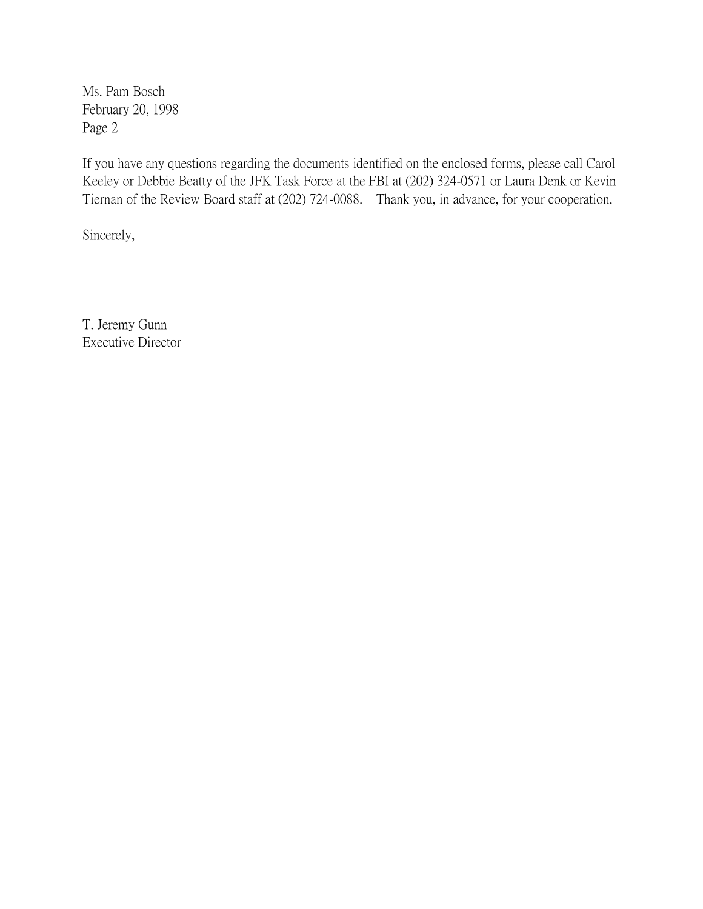Ms. Pam Bosch
February 20, 1998
Page 2

If you have any questions regarding the documents identified on the enclosed forms, please call Carol Keeley or Debbie Beatty of the JFK Task Force at the FBI at (202) 324-0571 or Laura Denk or Kevin Tiernan of the Review Board staff at (202) 724-0088. Thank you, in advance, for your cooperation.

Sincerely,

T. Jeremy Gunn
Executive Director